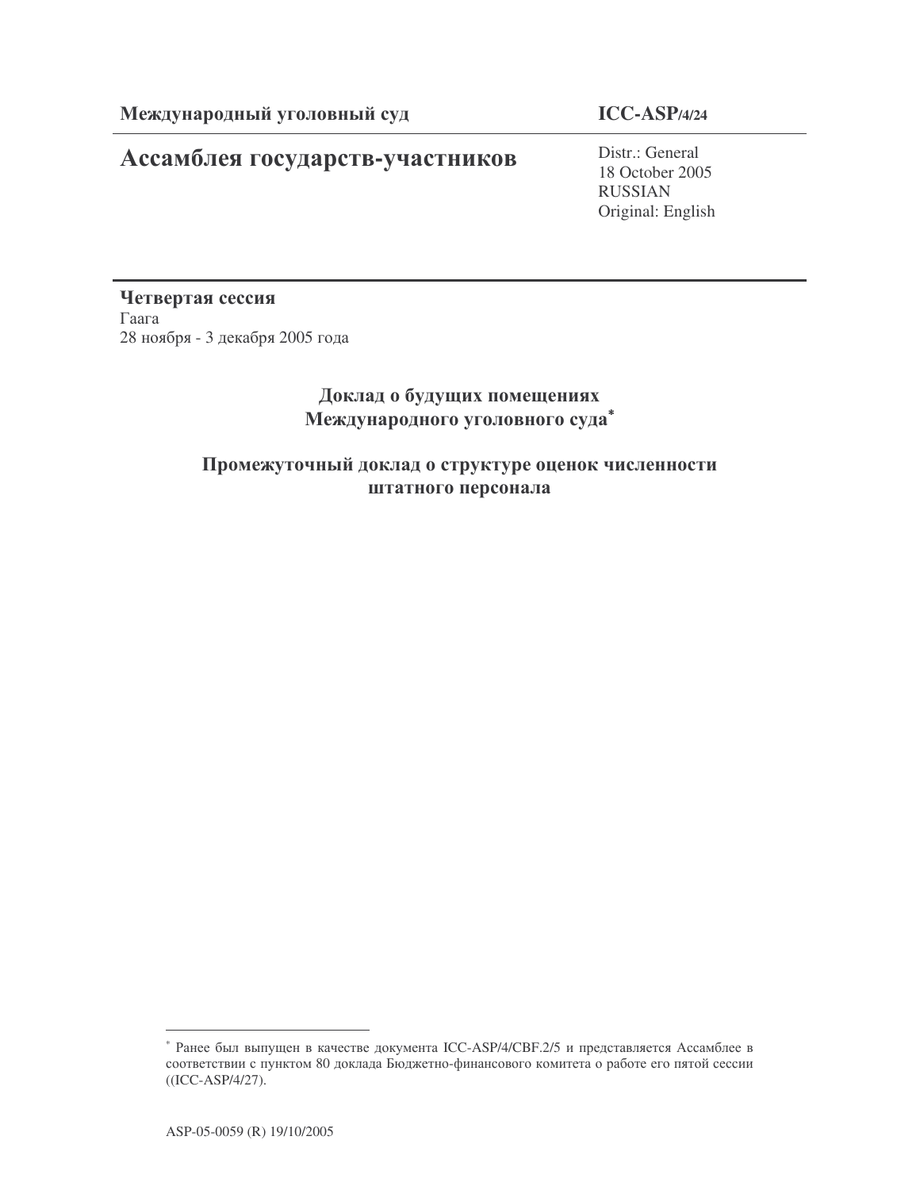**Международный уголовный суд** | **ICC-ASP/4/24**

# Ассамблея государств-участников

Distr.: General
18 October 2005
RUSSIAN
Original: English

**Четвертая сессия**
Гаага
28 ноября - 3 декабря 2005 года

## Доклад о будущих помещениях Международного уголовного суда*

## Промежуточный доклад о структуре оценок численности штатного персонала

---

* Ранее был выпущен в качестве документа ICC-ASP/4/CBF.2/5 и представляется Ассамблее в соответствии с пунктом 80 доклада Бюджетно-финансового комитета о работе его пятой сессии ((ICC-ASP/4/27).

ASP-05-0059 (R) 19/10/2005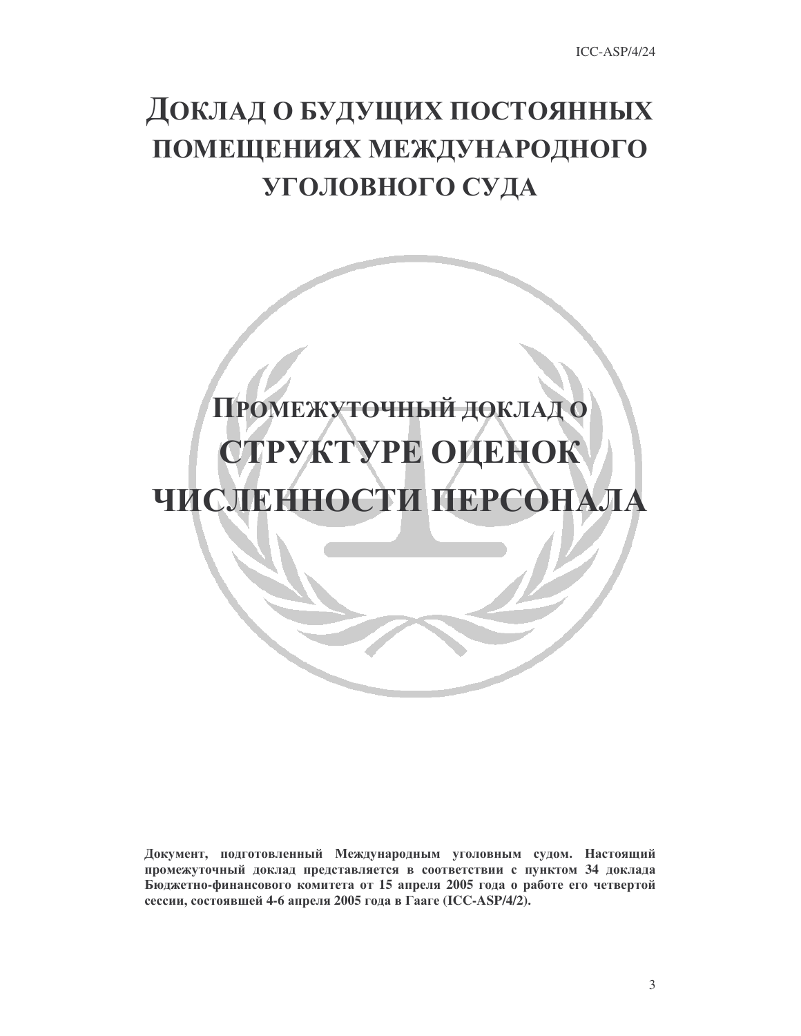# Доклад о будущих постоянных помещениях Международного уголовного суда

## Промежуточный доклад о структуре оценок численности персонала

**Документ, подготовленный Международным уголовным судом. Настоящий промежуточный доклад представляется в соответствии с пунктом 34 доклада Бюджетно-финансового комитета от 15 апреля 2005 года о работе его четвертой сессии, состоявшейся 4-6 апреля 2005 года в Гааге (ICC-ASP/4/2).**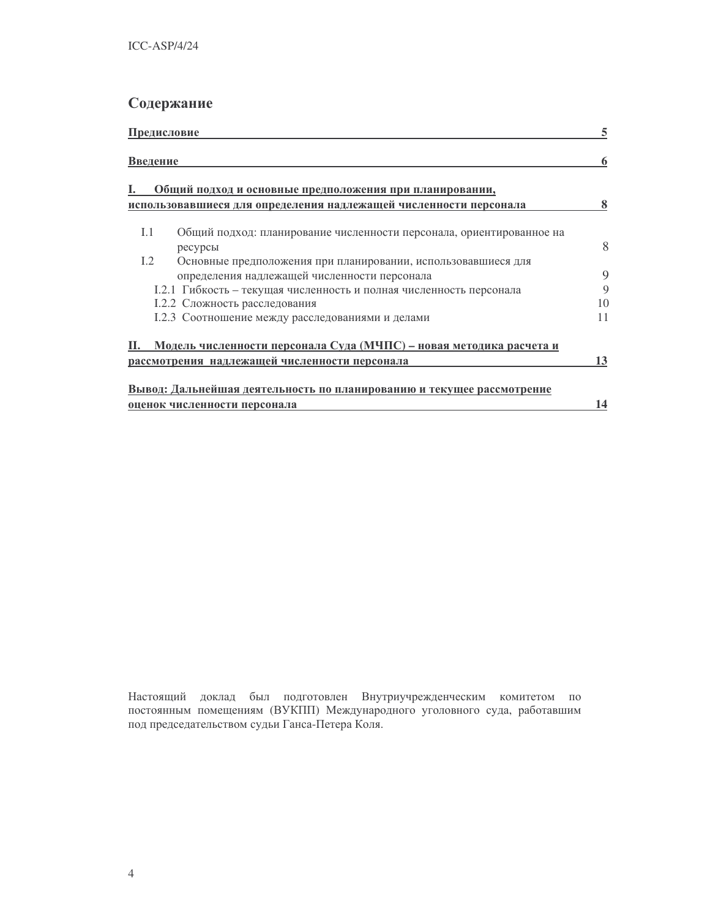## Содержание

| | |
|---|---|
| **Предисловие** | **5** |
| **Введение** | **6** |
| **I. Общий подход и основные предположения при планировании, использовавшиеся для определения надлежащей численности персонала** | **8** |
| I.1 Общий подход: планирование численности персонала, ориентированное на ресурсы | 8 |
| I.2 Основные предположения при планировании, использовавшиеся для определения надлежащей численности персонала | 9 |
| I.2.1 Гибкость – текущая численность и полная численность персонала | 9 |
| I.2.2 Сложность расследования | 10 |
| I.2.3 Соотношение между расследованиями и делами | 11 |
| **II. Модель численности персонала Суда (МЧПС) – новая методика расчета и рассмотрения надлежащей численности персонала** | **13** |
| **Вывод: Дальнейшая деятельность по планированию и текущее рассмотрение оценок численности персонала** | **14** |

Настоящий доклад был подготовлен Внутриучрежденческим комитетом по постоянным помещениям (ВУКПП) Международного уголовного суда, работавшим под председательством судьи Ганса-Петера Коля.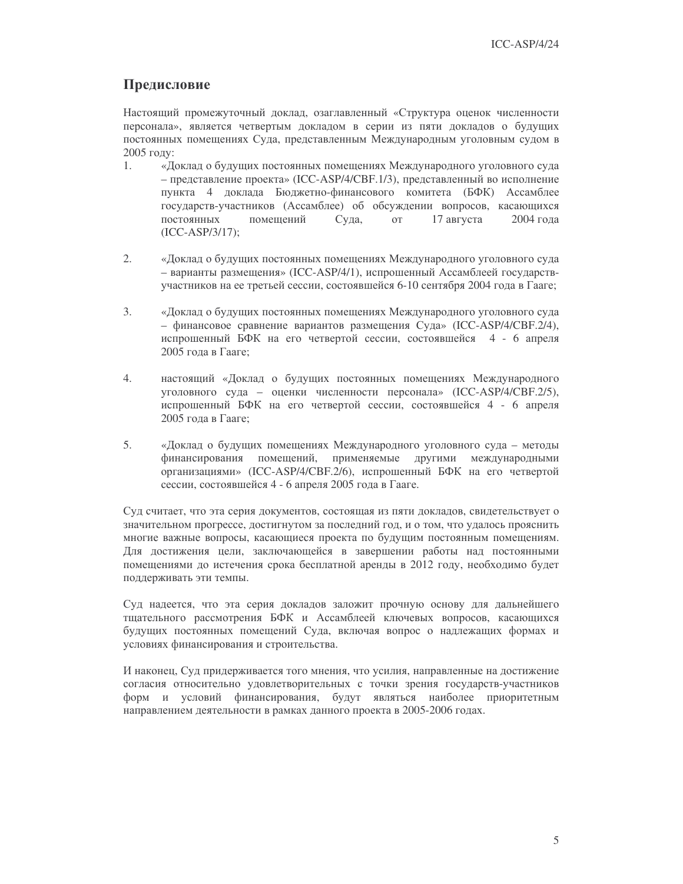## Предисловие

Настоящий промежуточный доклад, озаглавленный «Структура оценок численности персонала», является четвертым докладом в серии из пяти докладов о будущих постоянных помещениях Суда, представленным Международным уголовным судом в 2005 году:

1. «Доклад о будущих постоянных помещениях Международного уголовного суда – представление проекта» (ICC-ASP/4/CBF.1/3), представленный во исполнение пункта 4 доклада Бюджетно-финансового комитета (БФК) Ассамблее государств-участников (Ассамблее) об обсуждении вопросов, касающихся постоянных помещений Суда, от 17 августа 2004 года (ICC-ASP/3/17);

2. «Доклад о будущих постоянных помещениях Международного уголовного суда – варианты размещения» (ICC-ASP/4/1), испрошенный Ассамблеей государств-участников на ее третьей сессии, состоявшейся 6-10 сентября 2004 года в Гааге;

3. «Доклад о будущих постоянных помещениях Международного уголовного суда – финансовое сравнение вариантов размещения Суда» (ICC-ASP/4/CBF.2/4), испрошенный БФК на его четвертой сессии, состоявшейся 4 - 6 апреля 2005 года в Гааге;

4. настоящий «Доклад о будущих постоянных помещениях Международного уголовного суда – оценки численности персонала» (ICC-ASP/4/CBF.2/5), испрошенный БФК на его четвертой сессии, состоявшейся 4 - 6 апреля 2005 года в Гааге;

5. «Доклад о будущих помещениях Международного уголовного суда – методы финансирования помещений, применяемые другими международными организациями» (ICC-ASP/4/CBF.2/6), испрошенный БФК на его четвертой сессии, состоявшейся 4 - 6 апреля 2005 года в Гааге.

Суд считает, что эта серия документов, состоящая из пяти докладов, свидетельствует о значительном прогрессе, достигнутом за последний год, и о том, что удалось прояснить многие важные вопросы, касающиеся проекта по будущим постоянным помещениям. Для достижения цели, заключающейся в завершении работы над постоянными помещениями до истечения срока бесплатной аренды в 2012 году, необходимо будет поддерживать эти темпы.

Суд надеется, что эта серия докладов заложит прочную основу для дальнейшего тщательного рассмотрения БФК и Ассамблеей ключевых вопросов, касающихся будущих постоянных помещений Суда, включая вопрос о надлежащих формах и условиях финансирования и строительства.

И наконец, Суд придерживается того мнения, что усилия, направленные на достижение согласия относительно удовлетворительных с точки зрения государств-участников форм и условий финансирования, будут являться наиболее приоритетным направлением деятельности в рамках данного проекта в 2005-2006 годах.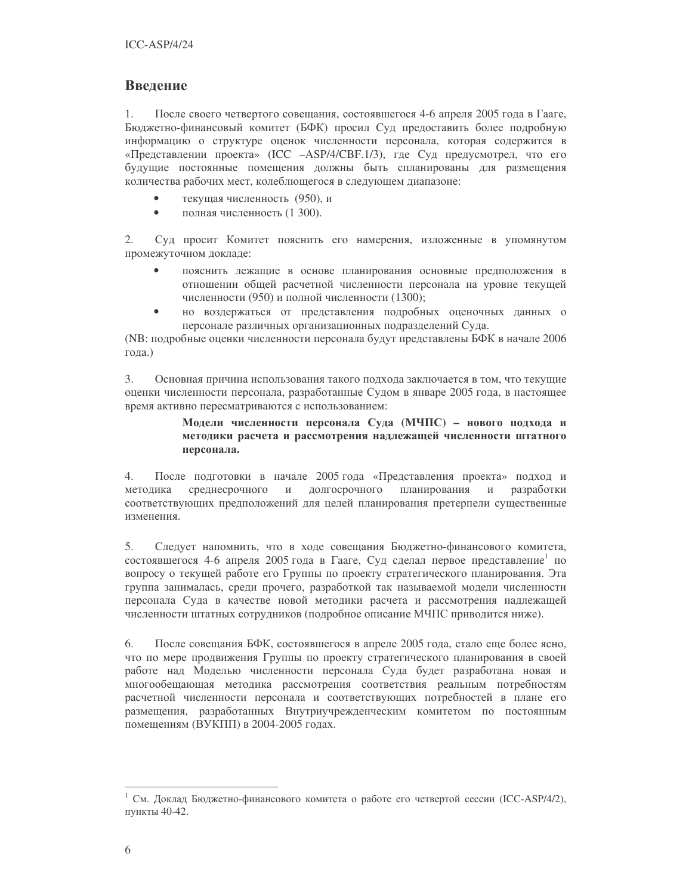# Введение

1. После своего четвертого совещания, состоявшегося 4-6 апреля 2005 года в Гааге, Бюджетно-финансовый комитет (БФК) просил Суд предоставить более подробную информацию о структуре оценок численности персонала, которая содержится в «Представлении проекта» (ICC –ASP/4/CBF.1/3), где Суд предусмотрел, что его будущие постоянные помещения должны быть спланированы для размещения количества рабочих мест, колеблющегося в следующем диапазоне:

- текущая численность (950), и
- полная численность (1 300).

2. Суд просит Комитет пояснить его намерения, изложенные в упомянутом промежуточном докладе:

- пояснить лежащие в основе планирования основные предположения в отношении общей расчетной численности персонала на уровне текущей численности (950) и полной численности (1300);
- но воздержаться от представления подробных оценочных данных о персонале различных организационных подразделений Суда.

(NB: подробные оценки численности персонала будут представлены БФК в начале 2006 года.)

3. Основная причина использования такого подхода заключается в том, что текущие оценки численности персонала, разработанные Судом в январе 2005 года, в настоящее время активно пересматриваются с использованием:

> **Модели численности персонала Суда (МЧПС) – нового подхода и методики расчета и рассмотрения надлежащей численности штатного персонала.**

4. После подготовки в начале 2005 года «Представления проекта» подход и методика среднесрочного и долгосрочного планирования и разработки соответствующих предположений для целей планирования претерпели существенные изменения.

5. Следует напомнить, что в ходе совещания Бюджетно-финансового комитета, состоявшегося 4-6 апреля 2005 года в Гааге, Суд сделал первое представление[1] по вопросу о текущей работе его Группы по проекту стратегического планирования. Эта группа занималась, среди прочего, разработкой так называемой модели численности персонала Суда в качестве новой методики расчета и рассмотрения надлежащей численности штатных сотрудников (подробное описание МЧПС приводится ниже).

6. После совещания БФК, состоявшегося в апреле 2005 года, стало еще более ясно, что по мере продвижения Группы по проекту стратегического планирования в своей работе над Моделью численности персонала Суда будет разработана новая и многообещающая методика рассмотрения соответствия реальным потребностям расчетной численности персонала и соответствующих потребностей в плане его размещения, разработанных Внутриучрежденческим комитетом по постоянным помещениям (ВУКПП) в 2004-2005 годах.

---

[1] См. Доклад Бюджетно-финансового комитета о работе его четвертой сессии (ICC-ASP/4/2), пункты 40-42.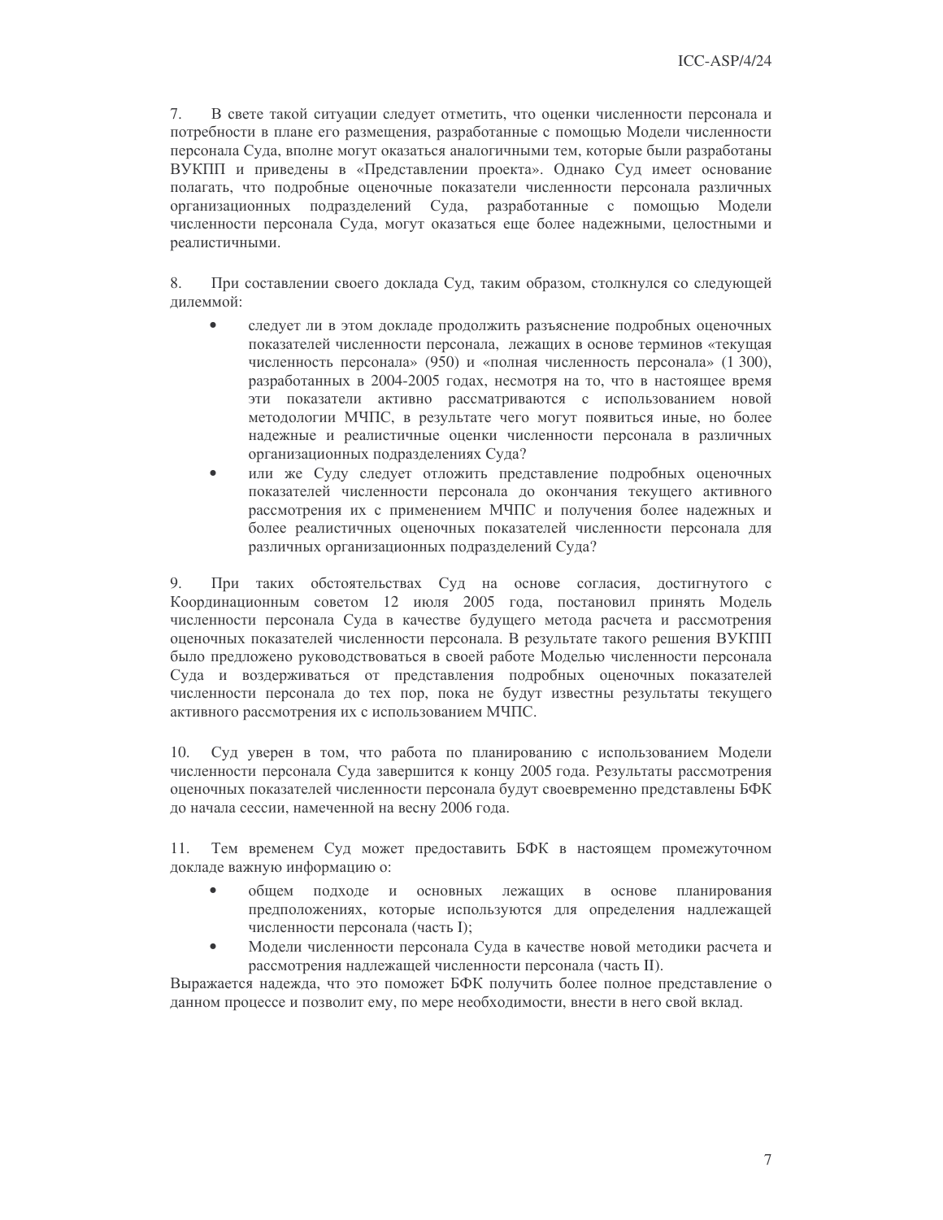7. В свете такой ситуации следует отметить, что оценки численности персонала и потребности в плане его размещения, разработанные с помощью Модели численности персонала Суда, вполне могут оказаться аналогичными тем, которые были разработаны ВУКПП и приведены в «Представлении проекта». Однако Суд имеет основание полагать, что подробные оценочные показатели численности персонала различных организационных подразделений Суда, разработанные с помощью Модели численности персонала Суда, могут оказаться еще более надежными, целостными и реалистичными.

8. При составлении своего доклада Суд, таким образом, столкнулся со следующей дилеммой:

- следует ли в этом докладе продолжить разъяснение подробных оценочных показателей численности персонала, лежащих в основе терминов «текущая численность персонала» (950) и «полная численность персонала» (1 300), разработанных в 2004-2005 годах, несмотря на то, что в настоящее время эти показатели активно рассматриваются с использованием новой методологии МЧПС, в результате чего могут появиться иные, но более надежные и реалистичные оценки численности персонала в различных организационных подразделениях Суда?
- или же Суду следует отложить представление подробных оценочных показателей численности персонала до окончания текущего активного рассмотрения их с применением МЧПС и получения более надежных и более реалистичных оценочных показателей численности персонала для различных организационных подразделений Суда?

9. При таких обстоятельствах Суд на основе согласия, достигнутого с Координационным советом 12 июля 2005 года, постановил принять Модель численности персонала Суда в качестве будущего метода расчета и рассмотрения оценочных показателей численности персонала. В результате такого решения ВУКПП было предложено руководствоваться в своей работе Моделью численности персонала Суда и воздерживаться от представления подробных оценочных показателей численности персонала до тех пор, пока не будут известны результаты текущего активного рассмотрения их с использованием МЧПС.

10. Суд уверен в том, что работа по планированию с использованием Модели численности персонала Суда завершится к концу 2005 года. Результаты рассмотрения оценочных показателей численности персонала будут своевременно представлены БФК до начала сессии, намеченной на весну 2006 года.

11. Тем временем Суд может предоставить БФК в настоящем промежуточном докладе важную информацию о:

- общем подходе и основных лежащих в основе планирования предположениях, которые используются для определения надлежащей численности персонала (часть I);
- Модели численности персонала Суда в качестве новой методики расчета и рассмотрения надлежащей численности персонала (часть II).

Выражается надежда, что это поможет БФК получить более полное представление о данном процессе и позволит ему, по мере необходимости, внести в него свой вклад.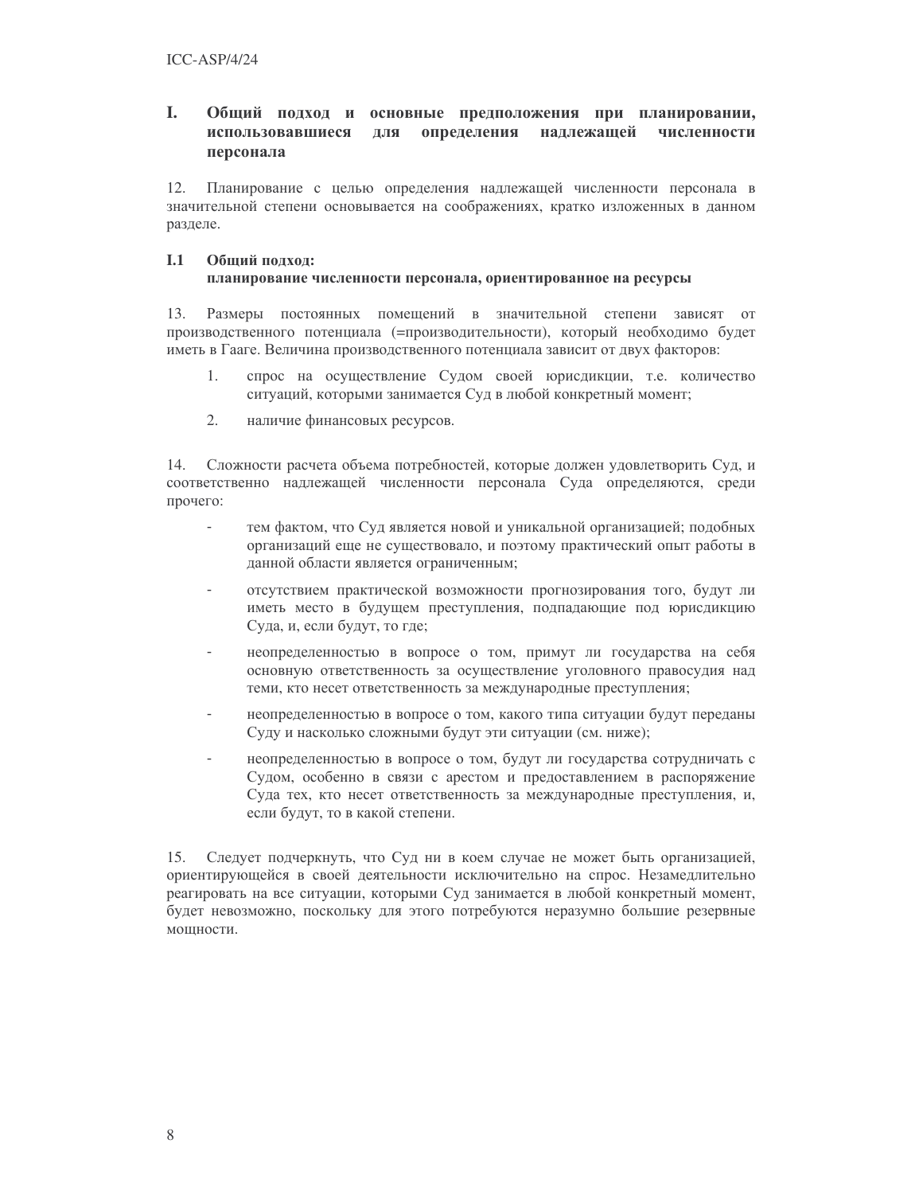# I. Общий подход и основные предположения при планировании, использовавшиеся для определения надлежащей численности персонала

12. Планирование с целью определения надлежащей численности персонала в значительной степени основывается на соображениях, кратко изложенных в данном разделе.

## I.1 Общий подход: планирование численности персонала, ориентированное на ресурсы

13. Размеры постоянных помещений в значительной степени зависят от производственного потенциала (=производительности), который необходимо будет иметь в Гааге. Величина производственного потенциала зависит от двух факторов:

1. спрос на осуществление Судом своей юрисдикции, т.е. количество ситуаций, которыми занимается Суд в любой конкретный момент;
2. наличие финансовых ресурсов.

14. Сложности расчета объема потребностей, которые должен удовлетворить Суд, и соответственно надлежащей численности персонала Суда определяются, среди прочего:

- тем фактом, что Суд является новой и уникальной организацией; подобных организаций еще не существовало, и поэтому практический опыт работы в данной области является ограниченным;
- отсутствием практической возможности прогнозирования того, будут ли иметь место в будущем преступления, подпадающие под юрисдикцию Суда, и, если будут, то где;
- неопределенностью в вопросе о том, примут ли государства на себя основную ответственность за осуществление уголовного правосудия над теми, кто несет ответственность за международные преступления;
- неопределенностью в вопросе о том, какого типа ситуации будут переданы Суду и насколько сложными будут эти ситуации (см. ниже);
- неопределенностью в вопросе о том, будут ли государства сотрудничать с Судом, особенно в связи с арестом и предоставлением в распоряжение Суда тех, кто несет ответственность за международные преступления, и, если будут, то в какой степени.

15. Следует подчеркнуть, что Суд ни в коем случае не может быть организацией, ориентирующейся в своей деятельности исключительно на спрос. Незамедлительно реагировать на все ситуации, которыми Суд занимается в любой конкретный момент, будет невозможно, поскольку для этого потребуются неразумно большие резервные мощности.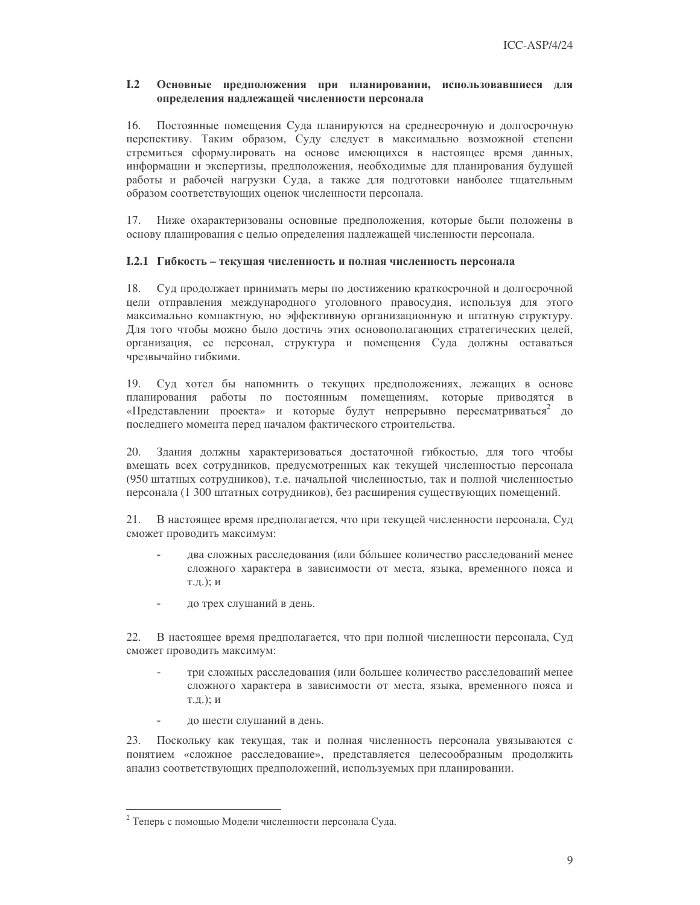## I.2 Основные предположения при планировании, использовавшиеся для определения надлежащей численности персонала

16. Постоянные помещения Суда планируются на среднесрочную и долгосрочную перспективу. Таким образом, Суду следует в максимально возможной степени стремиться сформулировать на основе имеющихся в настоящее время данных, информации и экспертизы, предположения, необходимые для планирования будущей работы и рабочей нагрузки Суда, а также для подготовки наиболее тщательным образом соответствующих оценок численности персонала.

17. Ниже охарактеризованы основные предположения, которые были положены в основу планирования с целью определения надлежащей численности персонала.

### I.2.1 Гибкость – текущая численность и полная численность персонала

18. Суд продолжает принимать меры по достижению краткосрочной и долгосрочной цели отправления международного уголовного правосудия, используя для этого максимально компактную, но эффективную организационную и штатную структуру. Для того чтобы можно было достичь этих основополагающих стратегических целей, организация, ее персонал, структура и помещения Суда должны оставаться чрезвычайно гибкими.

19. Суд хотел бы напомнить о текущих предположениях, лежащих в основе планирования работы по постоянным помещениям, которые приводятся в «Представлении проекта» и которые будут непрерывно пересматриваться[2] до последнего момента перед началом фактического строительства.

20. Здания должны характеризоваться достаточной гибкостью, для того чтобы вмещать всех сотрудников, предусмотренных как текущей численностью персонала (950 штатных сотрудников), т.е. начальной численностью, так и полной численностью персонала (1 300 штатных сотрудников), без расширения существующих помещений.

21. В настоящее время предполагается, что при текущей численности персонала, Суд сможет проводить максимум:

- два сложных расследования (или бóльшее количество расследований менее сложного характера в зависимости от места, языка, временного пояса и т.д.); и
- до трех слушаний в день.

22. В настоящее время предполагается, что при полной численности персонала, Суд сможет проводить максимум:

- три сложных расследования (или большее количество расследований менее сложного характера в зависимости от места, языка, временного пояса и т.д.); и
- до шести слушаний в день.

23. Поскольку как текущая, так и полная численность персонала увязываются с понятием «сложное расследование», представляется целесообразным продолжить анализ соответствующих предположений, используемых при планировании.

---

[2] Теперь с помощью Модели численности персонала Суда.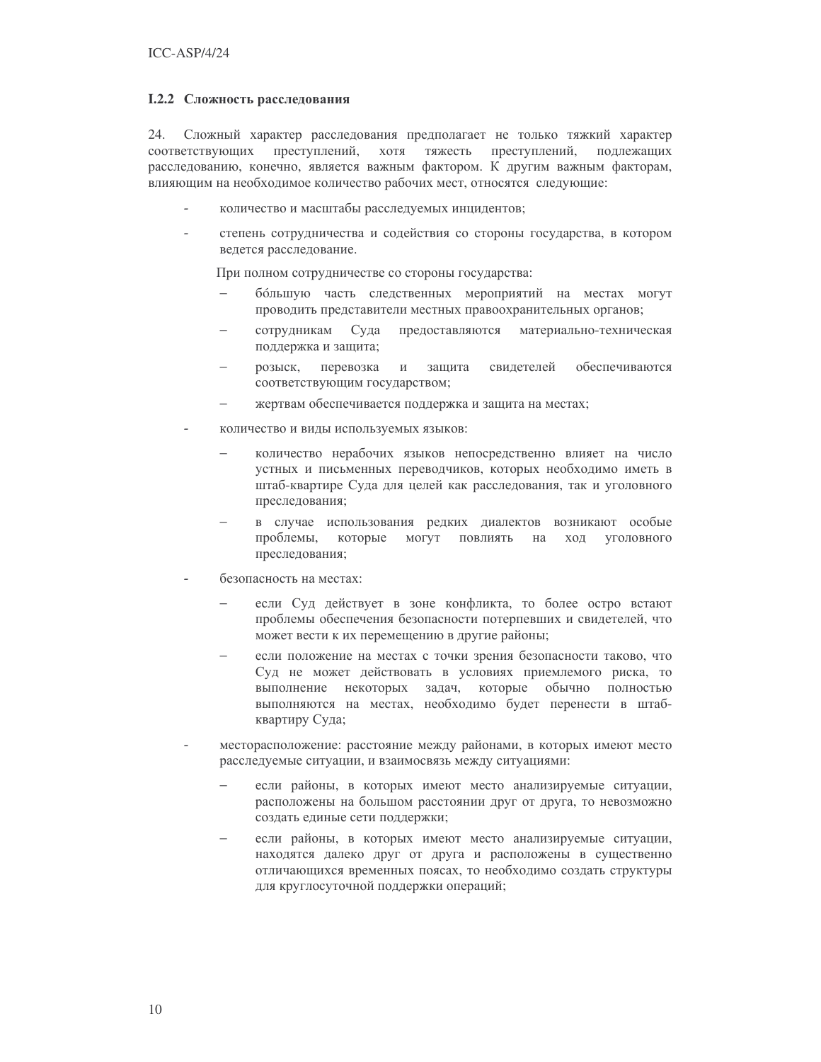### I.2.2 Сложность расследования

24. Сложный характер расследования предполагает не только тяжкий характер соответствующих преступлений, хотя тяжесть преступлений, подлежащих расследованию, конечно, является важным фактором. К другим важным факторам, влияющим на необходимое количество рабочих мест, относятся следующие:

- количество и масштабы расследуемых инцидентов;
- степень сотрудничества и содействия со стороны государства, в котором ведется расследование.

  При полном сотрудничестве со стороны государства:

  - бóльшую часть следственных мероприятий на местах могут проводить представители местных правоохранительных органов;
  - сотрудникам Суда предоставляются материально-техническая поддержка и защита;
  - розыск, перевозка и защита свидетелей обеспечиваются соответствующим государством;
  - жертвам обеспечивается поддержка и защита на местах;
- количество и виды используемых языков:
  - количество нерабочих языков непосредственно влияет на число устных и письменных переводчиков, которых необходимо иметь в штаб-квартире Суда для целей как расследования, так и уголовного преследования;
  - в случае использования редких диалектов возникают особые проблемы, которые могут повлиять на ход уголовного преследования;
- безопасность на местах:
  - если Суд действует в зоне конфликта, то более остро встают проблемы обеспечения безопасности потерпевших и свидетелей, что может вести к их перемещению в другие районы;
  - если положение на местах с точки зрения безопасности таково, что Суд не может действовать в условиях приемлемого риска, то выполнение некоторых задач, которые обычно полностью выполняются на местах, необходимо будет перенести в штаб-квартиру Суда;
- месторасположение: расстояние между районами, в которых имеют место расследуемые ситуации, и взаимосвязь между ситуациями:
  - если районы, в которых имеют место анализируемые ситуации, расположены на большом расстоянии друг от друга, то невозможно создать единые сети поддержки;
  - если районы, в которых имеют место анализируемые ситуации, находятся далеко друг от друга и расположены в существенно отличающихся временных поясах, то необходимо создать структуры для круглосуточной поддержки операций;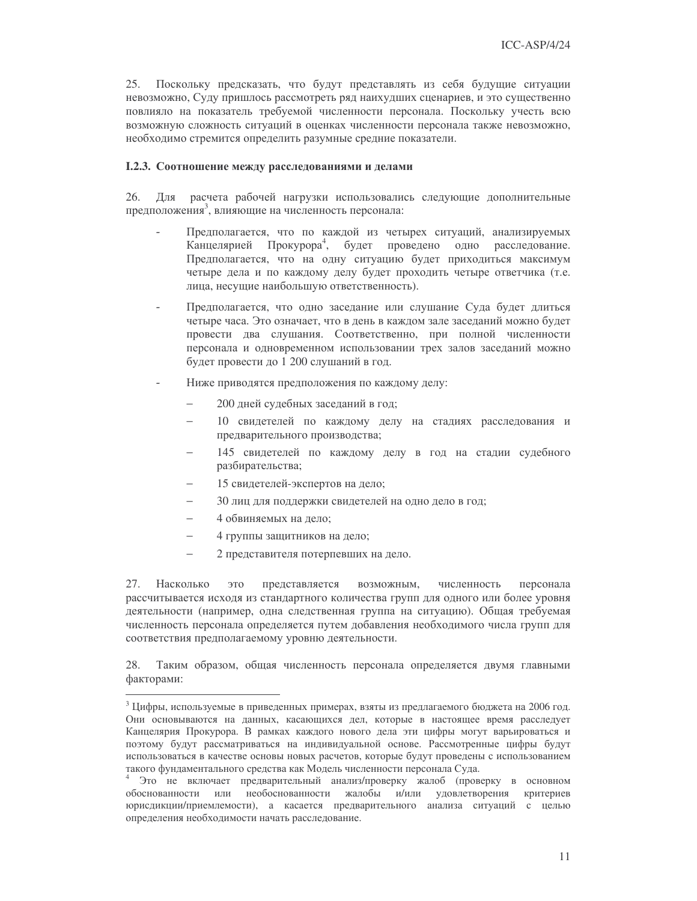25. Поскольку предсказать, что будут представлять из себя будущие ситуации невозможно, Суду пришлось рассмотреть ряд наихудших сценариев, и это существенно повлияло на показатель требуемой численности персонала. Поскольку учесть всю возможную сложность ситуаций в оценках численности персонала также невозможно, необходимо стремится определить разумные средние показатели.

### I.2.3. Соотношение между расследованиями и делами

26. Для расчета рабочей нагрузки использовались следующие дополнительные предположения[3], влияющие на численность персонала:

- Предполагается, что по каждой из четырех ситуаций, анализируемых Канцелярией Прокурора[4], будет проведено одно расследование. Предполагается, что на одну ситуацию будет приходиться максимум четыре дела и по каждому делу будет проходить четыре ответчика (т.е. лица, несущие наибольшую ответственность).
- Предполагается, что одно заседание или слушание Суда будет длиться четыре часа. Это означает, что в день в каждом зале заседаний можно будет провести два слушания. Соответственно, при полной численности персонала и одновременном использовании трех залов заседаний можно будет провести до 1 200 слушаний в год.
- Ниже приводятся предположения по каждому делу:
  - 200 дней судебных заседаний в год;
  - 10 свидетелей по каждому делу на стадиях расследования и предварительного производства;
  - 145 свидетелей по каждому делу в год на стадии судебного разбирательства;
  - 15 свидетелей-экспертов на дело;
  - 30 лиц для поддержки свидетелей на одно дело в год;
  - 4 обвиняемых на дело;
  - 4 группы защитников на дело;
  - 2 представителя потерпевших на дело.

27. Насколько это представляется возможным, численность персонала рассчитывается исходя из стандартного количества групп для одного или более уровня деятельности (например, одна следственная группа на ситуацию). Общая требуемая численность персонала определяется путем добавления необходимого числа групп для соответствия предполагаемому уровню деятельности.

28. Таким образом, общая численность персонала определяется двумя главными факторами:

---

[3] Цифры, используемые в приведенных примерах, взяты из предлагаемого бюджета на 2006 год. Они основываются на данных, касающихся дел, которые в настоящее время расследует Канцелярия Прокурора. В рамках каждого нового дела эти цифры могут варьироваться и поэтому будут рассматриваться на индивидуальной основе. Рассмотренные цифры будут использоваться в качестве основы новых расчетов, которые будут проведены с использованием такого фундаментального средства как Модель численности персонала Суда.

[4] Это не включает предварительный анализ/проверку жалоб (проверку в основном обоснованности или необоснованности жалобы и/или удовлетворения критериев юрисдикции/приемлемости), а касается предварительного анализа ситуаций с целью определения необходимости начать расследование.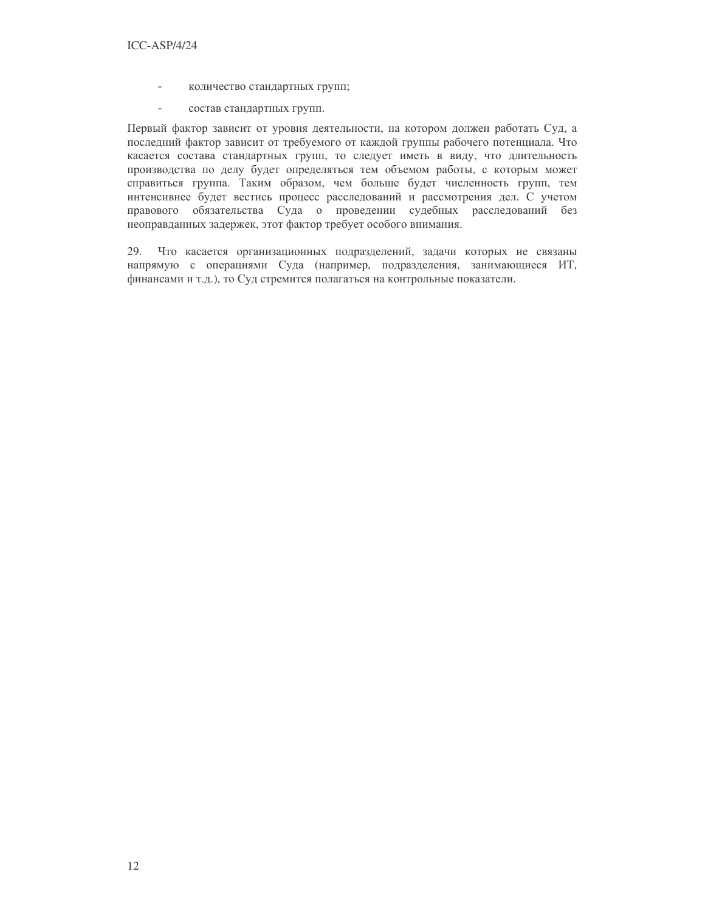- количество стандартных групп;
- состав стандартных групп.

Первый фактор зависит от уровня деятельности, на котором должен работать Суд, а последний фактор зависит от требуемого от каждой группы рабочего потенциала. Что касается состава стандартных групп, то следует иметь в виду, что длительность производства по делу будет определяться тем объемом работы, с которым может справиться группа. Таким образом, чем больше будет численность групп, тем интенсивнее будет вестись процесс расследований и рассмотрения дел. С учетом правового обязательства Суда о проведении судебных расследований без неоправданных задержек, этот фактор требует особого внимания.

29. Что касается организационных подразделений, задачи которых не связаны напрямую с операциями Суда (например, подразделения, занимающиеся ИТ, финансами и т.д.), то Суд стремится полагаться на контрольные показатели.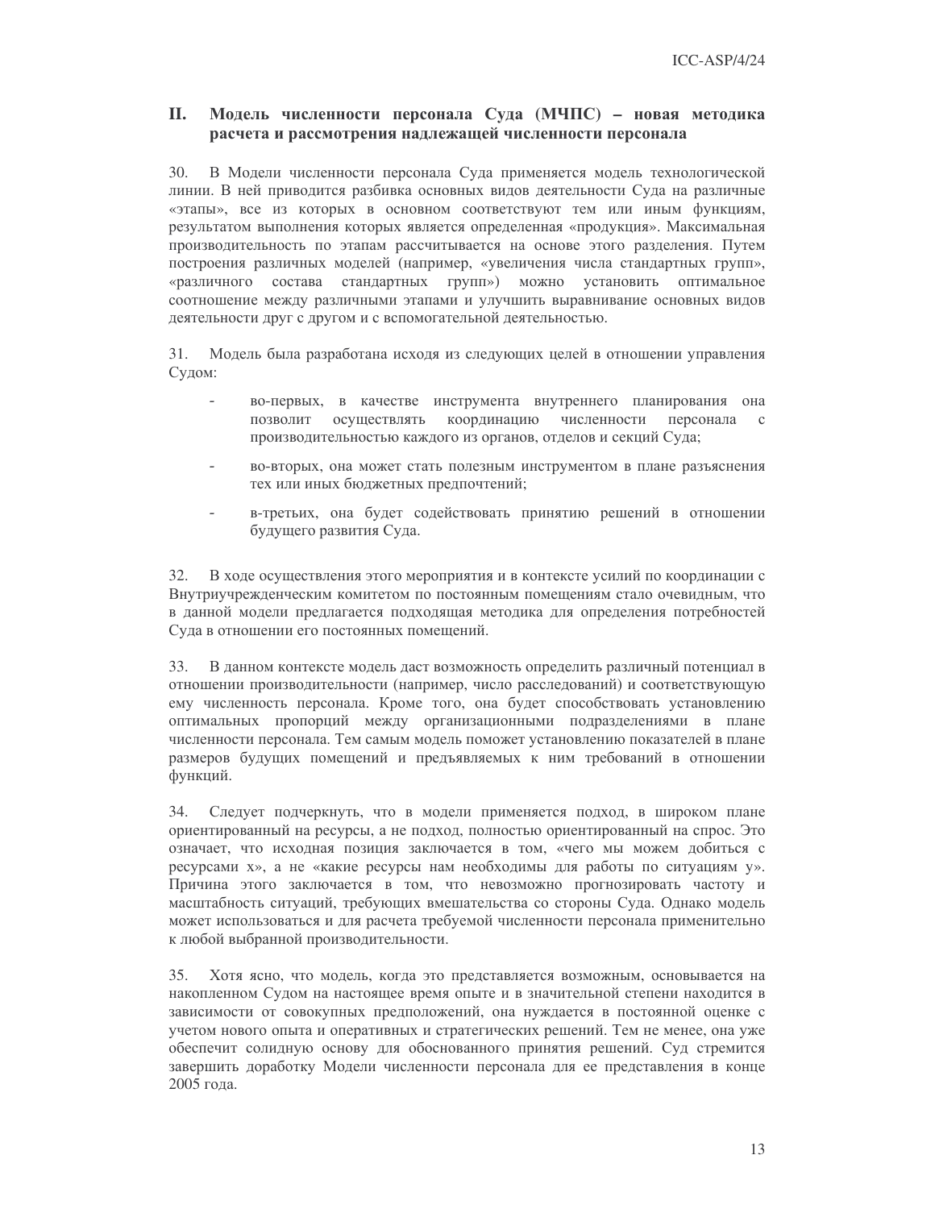## II. Модель численности персонала Суда (МЧПС) – новая методика расчета и рассмотрения надлежащей численности персонала

30. В Модели численности персонала Суда применяется модель технологической линии. В ней приводится разбивка основных видов деятельности Суда на различные «этапы», все из которых в основном соответствуют тем или иным функциям, результатом выполнения которых является определенная «продукция». Максимальная производительность по этапам рассчитывается на основе этого разделения. Путем построения различных моделей (например, «увеличения числа стандартных групп», «различного состава стандартных групп») можно установить оптимальное соотношение между различными этапами и улучшить выравнивание основных видов деятельности друг с другом и с вспомогательной деятельностью.

31. Модель была разработана исходя из следующих целей в отношении управления Судом:

- во-первых, в качестве инструмента внутреннего планирования она позволит осуществлять координацию численности персонала с производительностью каждого из органов, отделов и секций Суда;
- во-вторых, она может стать полезным инструментом в плане разъяснения тех или иных бюджетных предпочтений;
- в-третьих, она будет содействовать принятию решений в отношении будущего развития Суда.

32. В ходе осуществления этого мероприятия и в контексте усилий по координации с Внутриучрежденческим комитетом по постоянным помещениям стало очевидным, что в данной модели предлагается подходящая методика для определения потребностей Суда в отношении его постоянных помещений.

33. В данном контексте модель даст возможность определить различный потенциал в отношении производительности (например, число расследований) и соответствующую ему численность персонала. Кроме того, она будет способствовать установлению оптимальных пропорций между организационными подразделениями в плане численности персонала. Тем самым модель поможет установлению показателей в плане размеров будущих помещений и предъявляемых к ним требований в отношении функций.

34. Следует подчеркнуть, что в модели применяется подход, в широком плане ориентированный на ресурсы, а не подход, полностью ориентированный на спрос. Это означает, что исходная позиция заключается в том, «чего мы можем добиться с ресурсами x», а не «какие ресурсы нам необходимы для работы по ситуациям y». Причина этого заключается в том, что невозможно прогнозировать частоту и масштабность ситуаций, требующих вмешательства со стороны Суда. Однако модель может использоваться и для расчета требуемой численности персонала применительно к любой выбранной производительности.

35. Хотя ясно, что модель, когда это представляется возможным, основывается на накопленном Судом на настоящее время опыте и в значительной степени находится в зависимости от совокупных предположений, она нуждается в постоянной оценке с учетом нового опыта и оперативных и стратегических решений. Тем не менее, она уже обеспечит солидную основу для обоснованного принятия решений. Суд стремится завершить доработку Модели численности персонала для ее представления в конце 2005 года.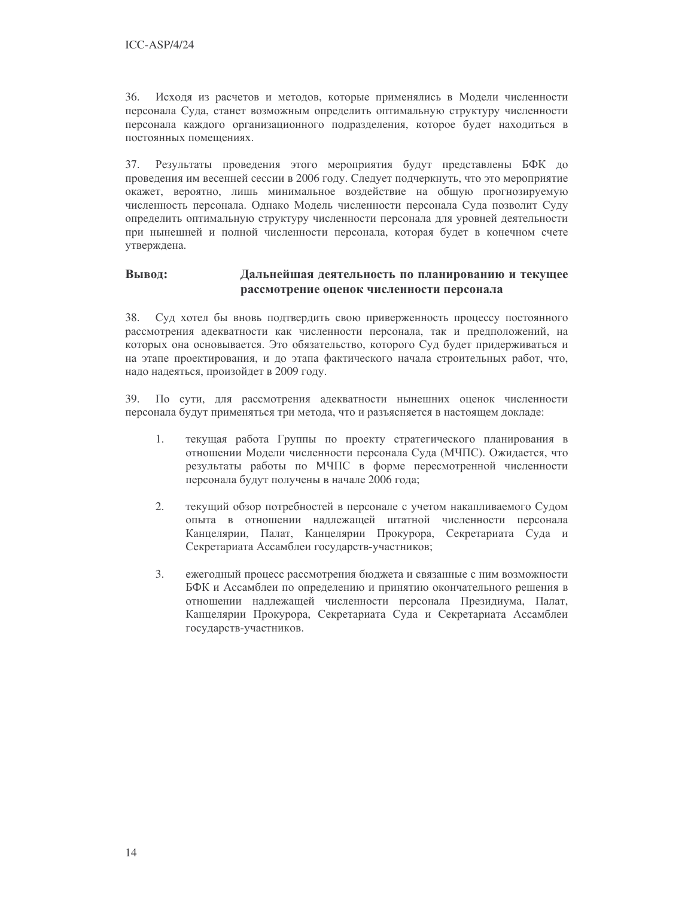36. Исходя из расчетов и методов, которые применялись в Модели численности персонала Суда, станет возможным определить оптимальную структуру численности персонала каждого организационного подразделения, которое будет находиться в постоянных помещениях.

37. Результаты проведения этого мероприятия будут представлены БФК до проведения им весенней сессии в 2006 году. Следует подчеркнуть, что это мероприятие окажет, вероятно, лишь минимальное воздействие на общую прогнозируемую численность персонала. Однако Модель численности персонала Суда позволит Суду определить оптимальную структуру численности персонала для уровней деятельности при нынешней и полной численности персонала, которая будет в конечном счете утверждена.

**Вывод: Дальнейшая деятельность по планированию и текущее рассмотрение оценок численности персонала**

38. Суд хотел бы вновь подтвердить свою приверженность процессу постоянного рассмотрения адекватности как численности персонала, так и предположений, на которых она основывается. Это обязательство, которого Суд будет придерживаться и на этапе проектирования, и до этапа фактического начала строительных работ, что, надо надеяться, произойдет в 2009 году.

39. По сути, для рассмотрения адекватности нынешних оценок численности персонала будут применяться три метода, что и разъясняется в настоящем докладе:

1. текущая работа Группы по проекту стратегического планирования в отношении Модели численности персонала Суда (МЧПС). Ожидается, что результаты работы по МЧПС в форме пересмотренной численности персонала будут получены в начале 2006 года;

2. текущий обзор потребностей в персонале с учетом накапливаемого Судом опыта в отношении надлежащей штатной численности персонала Канцелярии, Палат, Канцелярии Прокурора, Секретариата Суда и Секретариата Ассамблеи государств-участников;

3. ежегодный процесс рассмотрения бюджета и связанные с ним возможности БФК и Ассамблеи по определению и принятию окончательного решения в отношении надлежащей численности персонала Президиума, Палат, Канцелярии Прокурора, Секретариата Суда и Секретариата Ассамблеи государств-участников.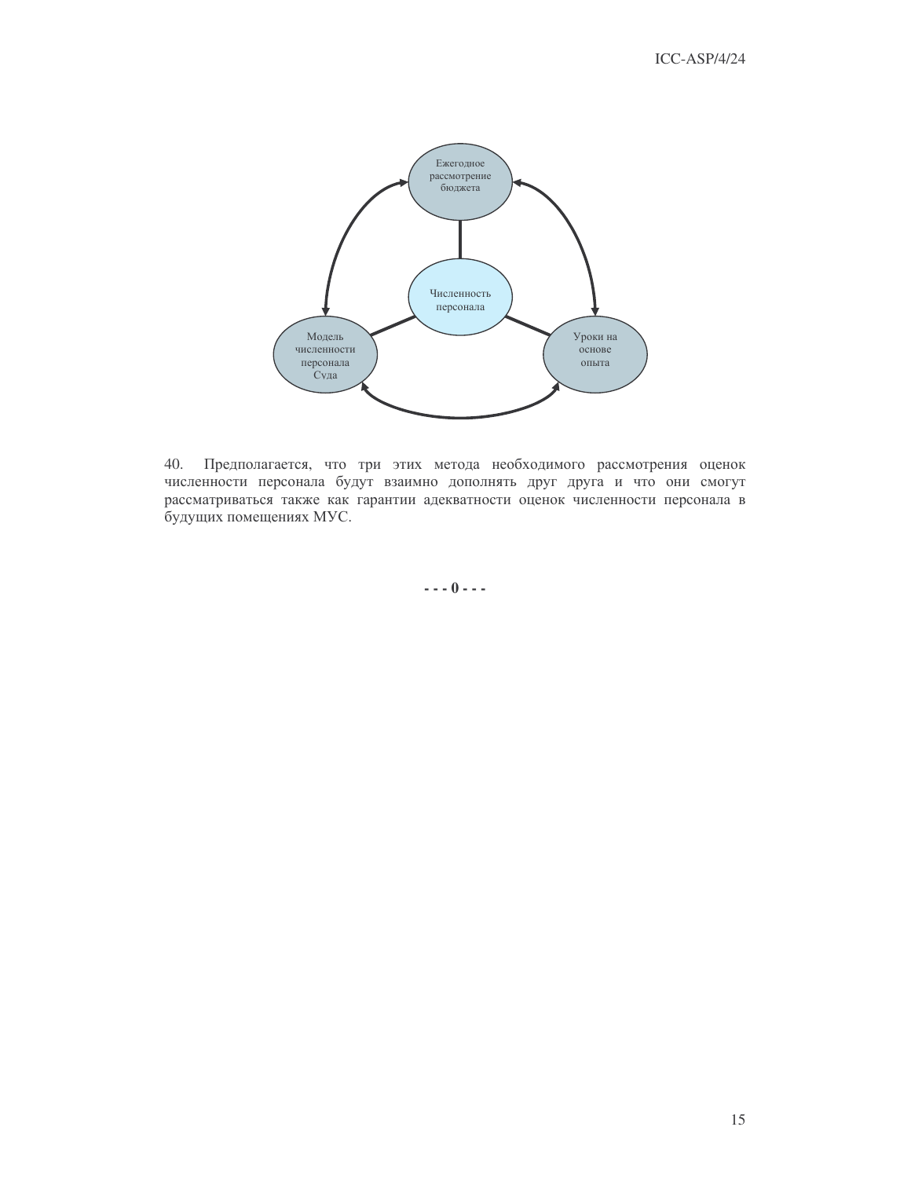Ежегодное рассмотрение бюджета

Численность персонала

Модель численности персонала Суда

Уроки на основе опыта

40. Предполагается, что три этих метода необходимого рассмотрения оценок численности персонала будут взаимно дополнять друг друга и что они смогут рассматриваться также как гарантии адекватности оценок численности персонала в будущих помещениях МУС.

**- - - 0 - - -**